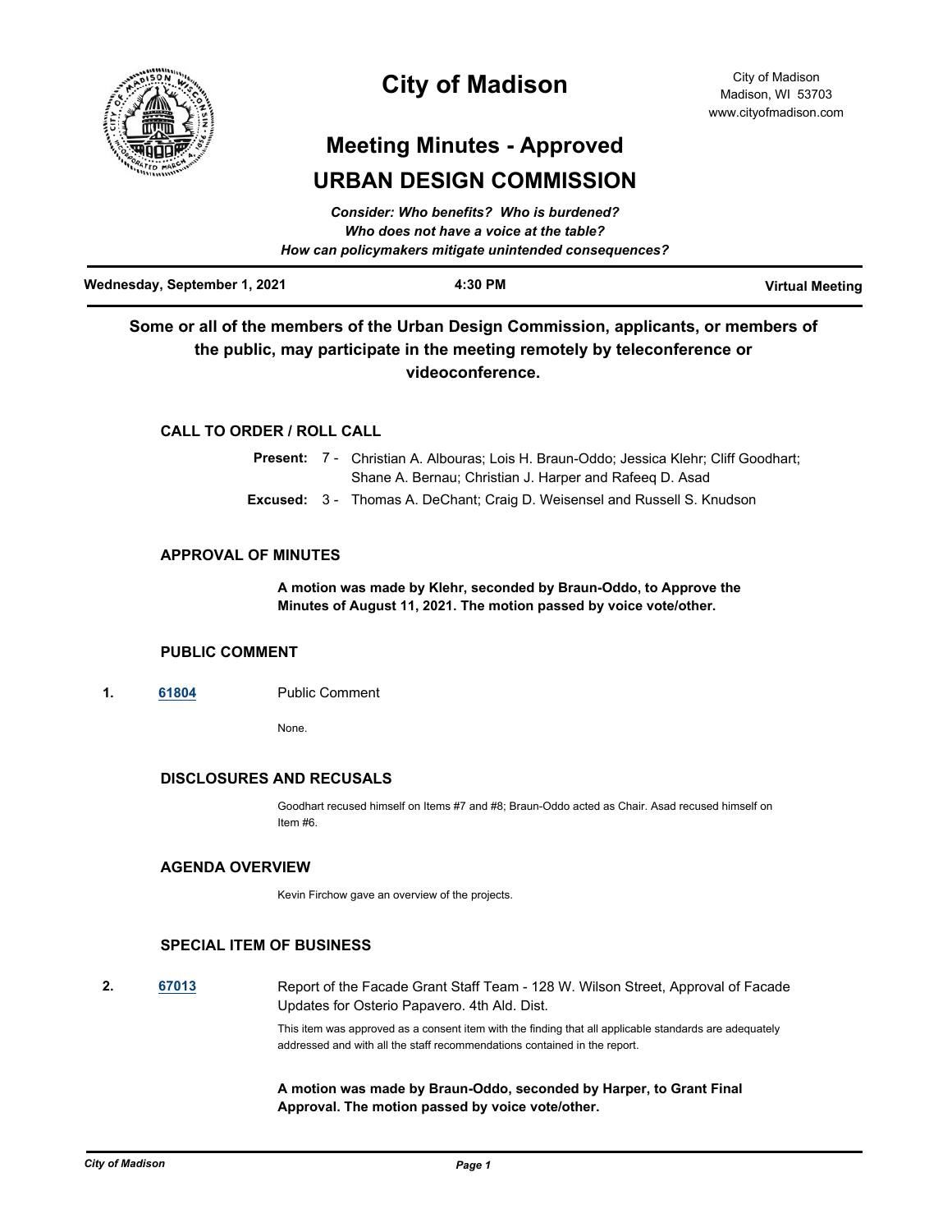# City of Madison

City of Madison
Madison, WI 53703
www.cityofmadison.com

## Meeting Minutes - Approved

## URBAN DESIGN COMMISSION

*Consider: Who benefits? Who is burdened?*
*Who does not have a voice at the table?*
*How can policymakers mitigate unintended consequences?*

**Wednesday, September 1, 2021** | **4:30 PM** | **Virtual Meeting**

**Some or all of the members of the Urban Design Commission, applicants, or members of the public, may participate in the meeting remotely by teleconference or videoconference.**

### CALL TO ORDER / ROLL CALL

**Present:** 7 - Christian A. Albouras; Lois H. Braun-Oddo; Jessica Klehr; Cliff Goodhart; Shane A. Bernau; Christian J. Harper and Rafeeq D. Asad

**Excused:** 3 - Thomas A. DeChant; Craig D. Weisensel and Russell S. Knudson

### APPROVAL OF MINUTES

**A motion was made by Klehr, seconded by Braun-Oddo, to Approve the Minutes of August 11, 2021. The motion passed by voice vote/other.**

### PUBLIC COMMENT

**1.** [61804] Public Comment

None.

### DISCLOSURES AND RECUSALS

Goodhart recused himself on Items #7 and #8; Braun-Oddo acted as Chair. Asad recused himself on Item #6.

### AGENDA OVERVIEW

Kevin Firchow gave an overview of the projects.

### SPECIAL ITEM OF BUSINESS

**2.** [67013] Report of the Facade Grant Staff Team - 128 W. Wilson Street, Approval of Facade Updates for Osterio Papavero. 4th Ald. Dist.

This item was approved as a consent item with the finding that all applicable standards are adequately addressed and with all the staff recommendations contained in the report.

**A motion was made by Braun-Oddo, seconded by Harper, to Grant Final Approval. The motion passed by voice vote/other.**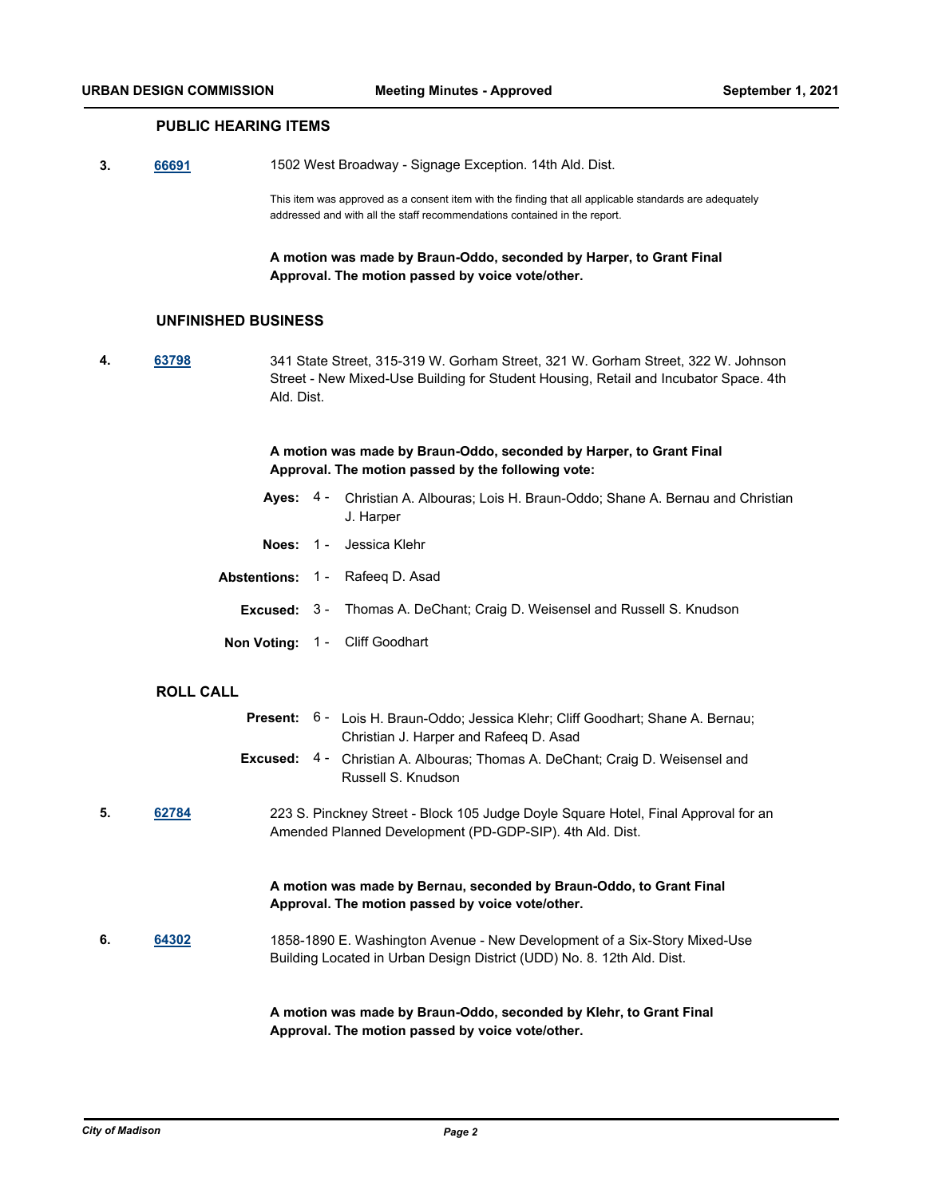## PUBLIC HEARING ITEMS

**3.** [66691](66691) 1502 West Broadway - Signage Exception. 14th Ald. Dist.

This item was approved as a consent item with the finding that all applicable standards are adequately addressed and with all the staff recommendations contained in the report.

**A motion was made by Braun-Oddo, seconded by Harper, to Grant Final Approval. The motion passed by voice vote/other.**

## UNFINISHED BUSINESS

**4.** [63798](63798) 341 State Street, 315-319 W. Gorham Street, 321 W. Gorham Street, 322 W. Johnson Street - New Mixed-Use Building for Student Housing, Retail and Incubator Space. 4th Ald. Dist.

**A motion was made by Braun-Oddo, seconded by Harper, to Grant Final Approval. The motion passed by the following vote:**

**Ayes:** 4 - Christian A. Albouras; Lois H. Braun-Oddo; Shane A. Bernau and Christian J. Harper

**Noes:** 1 - Jessica Klehr

**Abstentions:** 1 - Rafeeq D. Asad

**Excused:** 3 - Thomas A. DeChant; Craig D. Weisensel and Russell S. Knudson

**Non Voting:** 1 - Cliff Goodhart

## ROLL CALL

**Present:** 6 - Lois H. Braun-Oddo; Jessica Klehr; Cliff Goodhart; Shane A. Bernau; Christian J. Harper and Rafeeq D. Asad

**Excused:** 4 - Christian A. Albouras; Thomas A. DeChant; Craig D. Weisensel and Russell S. Knudson

**5.** [62784](62784) 223 S. Pinckney Street - Block 105 Judge Doyle Square Hotel, Final Approval for an Amended Planned Development (PD-GDP-SIP). 4th Ald. Dist.

**A motion was made by Bernau, seconded by Braun-Oddo, to Grant Final Approval. The motion passed by voice vote/other.**

**6.** [64302](64302) 1858-1890 E. Washington Avenue - New Development of a Six-Story Mixed-Use Building Located in Urban Design District (UDD) No. 8. 12th Ald. Dist.

**A motion was made by Braun-Oddo, seconded by Klehr, to Grant Final Approval. The motion passed by voice vote/other.**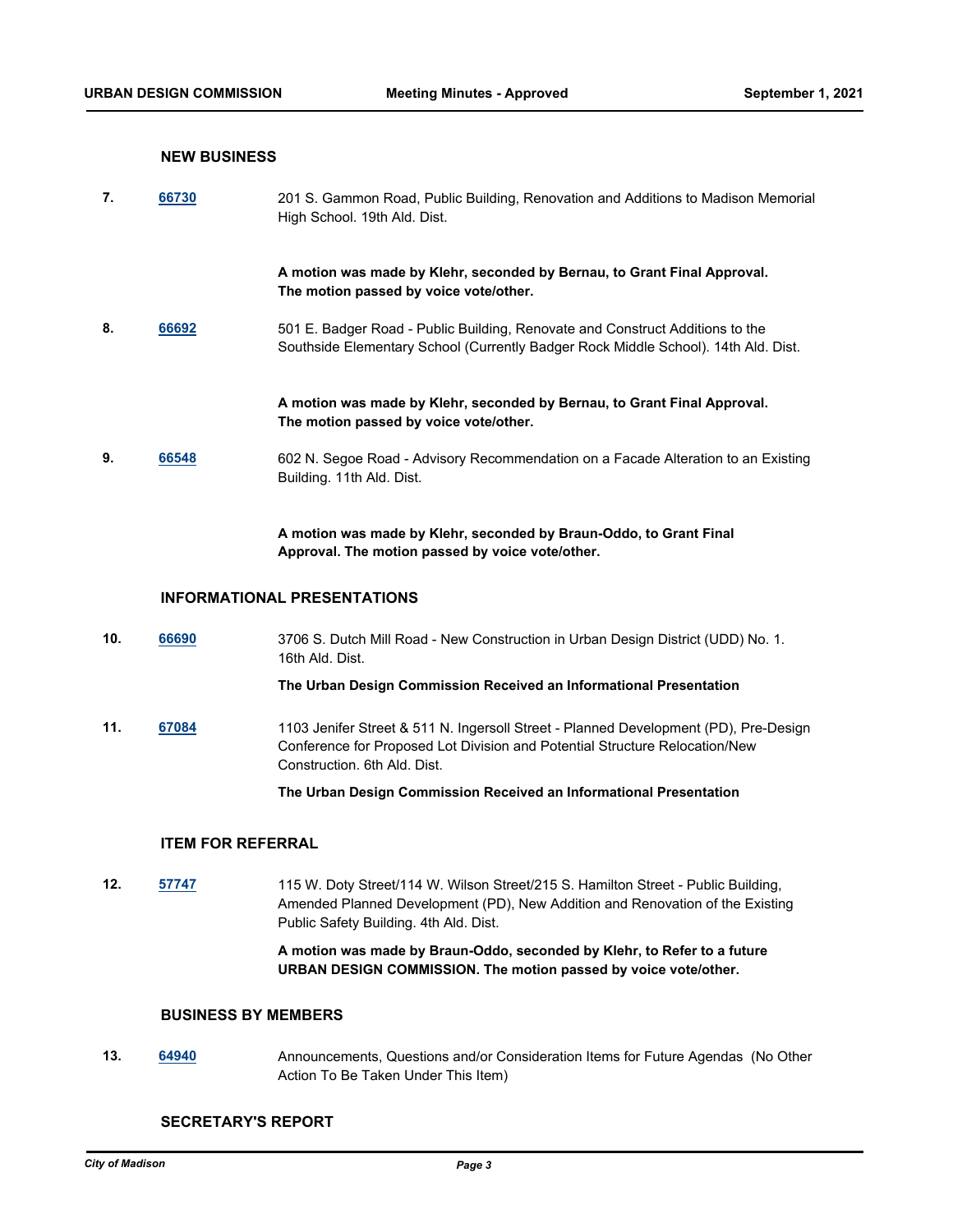## NEW BUSINESS

**7.** **66730** 201 S. Gammon Road, Public Building, Renovation and Additions to Madison Memorial High School. 19th Ald. Dist.

**A motion was made by Klehr, seconded by Bernau, to Grant Final Approval. The motion passed by voice vote/other.**

**8.** **66692** 501 E. Badger Road - Public Building, Renovate and Construct Additions to the Southside Elementary School (Currently Badger Rock Middle School). 14th Ald. Dist.

**A motion was made by Klehr, seconded by Bernau, to Grant Final Approval. The motion passed by voice vote/other.**

**9.** **66548** 602 N. Segoe Road - Advisory Recommendation on a Facade Alteration to an Existing Building. 11th Ald. Dist.

**A motion was made by Klehr, seconded by Braun-Oddo, to Grant Final Approval. The motion passed by voice vote/other.**

## INFORMATIONAL PRESENTATIONS

**10.** **66690** 3706 S. Dutch Mill Road - New Construction in Urban Design District (UDD) No. 1. 16th Ald. Dist.

**The Urban Design Commission Received an Informational Presentation**

**11.** **67084** 1103 Jenifer Street & 511 N. Ingersoll Street - Planned Development (PD), Pre-Design Conference for Proposed Lot Division and Potential Structure Relocation/New Construction. 6th Ald. Dist.

**The Urban Design Commission Received an Informational Presentation**

## ITEM FOR REFERRAL

**12.** **57747** 115 W. Doty Street/114 W. Wilson Street/215 S. Hamilton Street - Public Building, Amended Planned Development (PD), New Addition and Renovation of the Existing Public Safety Building. 4th Ald. Dist.

**A motion was made by Braun-Oddo, seconded by Klehr, to Refer to a future URBAN DESIGN COMMISSION. The motion passed by voice vote/other.**

## BUSINESS BY MEMBERS

**13.** **64940** Announcements, Questions and/or Consideration Items for Future Agendas (No Other Action To Be Taken Under This Item)

## SECRETARY'S REPORT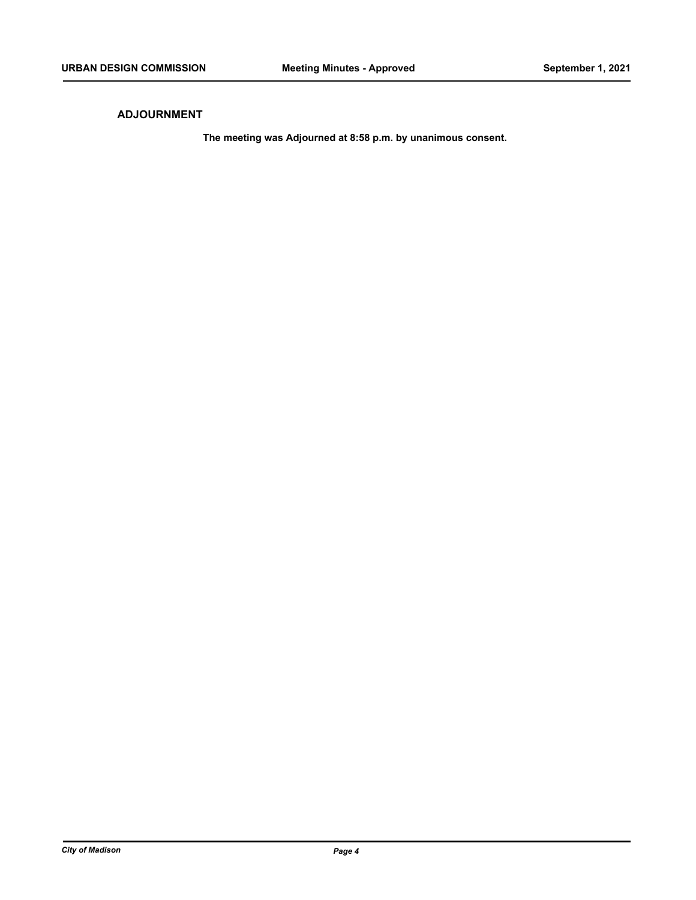## ADJOURNMENT

**The meeting was Adjourned at 8:58 p.m. by unanimous consent.**